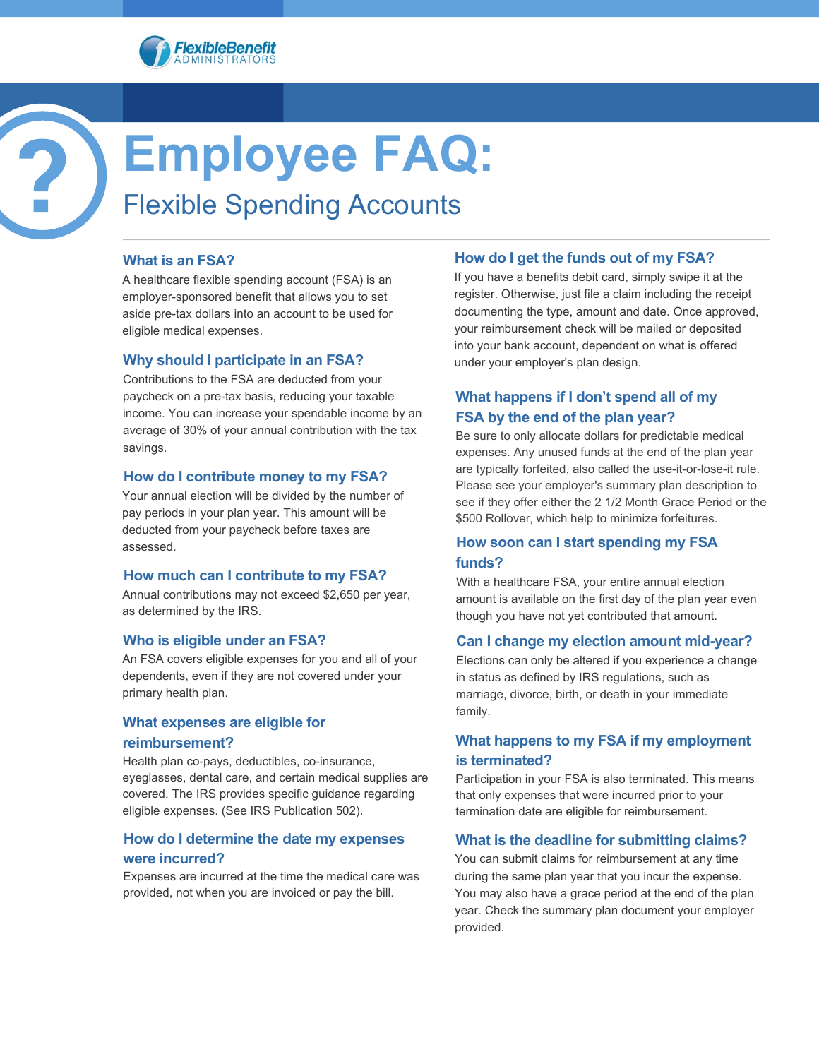FlexibleBenefit ADMINISTRATORS

# Employee FAQ:

## Flexible Spending Accounts

### What is an FSA?

A healthcare flexible spending account (FSA) is an employer-sponsored benefit that allows you to set aside pre-tax dollars into an account to be used for eligible medical expenses.

### Why should I participate in an FSA?

Contributions to the FSA are deducted from your paycheck on a pre-tax basis, reducing your taxable income. You can increase your spendable income by an average of 30% of your annual contribution with the tax savings.

### How do I contribute money to my FSA?

Your annual election will be divided by the number of pay periods in your plan year. This amount will be deducted from your paycheck before taxes are assessed.

### How much can I contribute to my FSA?

Annual contributions may not exceed $2,650 per year, as determined by the IRS.

### Who is eligible under an FSA?

An FSA covers eligible expenses for you and all of your dependents, even if they are not covered under your primary health plan.

### What expenses are eligible for reimbursement?

Health plan co-pays, deductibles, co-insurance, eyeglasses, dental care, and certain medical supplies are covered. The IRS provides specific guidance regarding eligible expenses. (See IRS Publication 502).

### How do I determine the date my expenses were incurred?

Expenses are incurred at the time the medical care was provided, not when you are invoiced or pay the bill.

### How do I get the funds out of my FSA?

If you have a benefits debit card, simply swipe it at the register. Otherwise, just file a claim including the receipt documenting the type, amount and date. Once approved, your reimbursement check will be mailed or deposited into your bank account, dependent on what is offered under your employer's plan design.

### What happens if I don't spend all of my FSA by the end of the plan year?

Be sure to only allocate dollars for predictable medical expenses. Any unused funds at the end of the plan year are typically forfeited, also called the use-it-or-lose-it rule. Please see your employer's summary plan description to see if they offer either the 2 1/2 Month Grace Period or the $500 Rollover, which help to minimize forfeitures.

### How soon can I start spending my FSA funds?

With a healthcare FSA, your entire annual election amount is available on the first day of the plan year even though you have not yet contributed that amount.

### Can I change my election amount mid-year?

Elections can only be altered if you experience a change in status as defined by IRS regulations, such as marriage, divorce, birth, or death in your immediate family.

### What happens to my FSA if my employment is terminated?

Participation in your FSA is also terminated. This means that only expenses that were incurred prior to your termination date are eligible for reimbursement.

### What is the deadline for submitting claims?

You can submit claims for reimbursement at any time during the same plan year that you incur the expense. You may also have a grace period at the end of the plan year. Check the summary plan document your employer provided.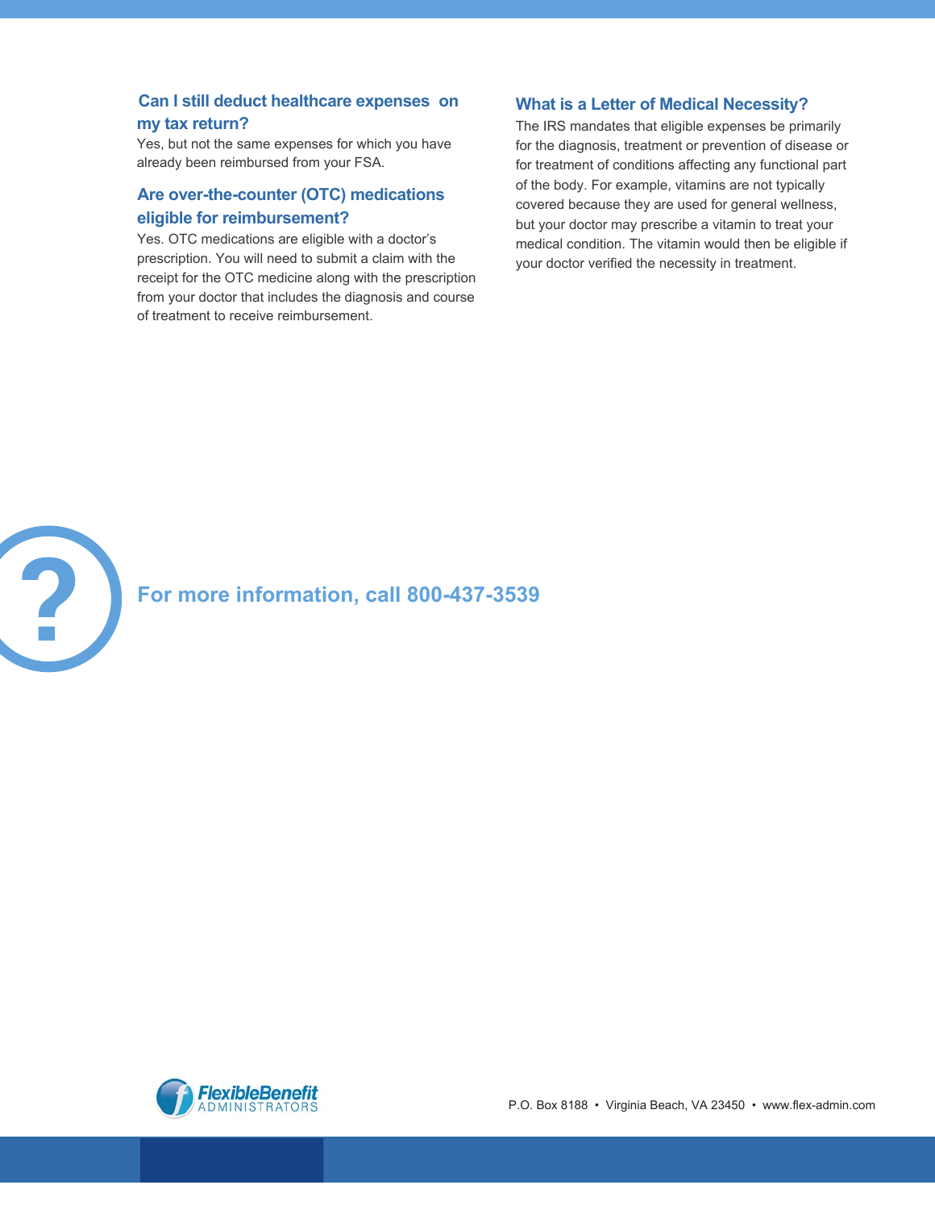## Can I still deduct healthcare expenses on my tax return?

Yes, but not the same expenses for which you have already been reimbursed from your FSA.

## Are over-the-counter (OTC) medications eligible for reimbursement?

Yes. OTC medications are eligible with a doctor's prescription. You will need to submit a claim with the receipt for the OTC medicine along with the prescription from your doctor that includes the diagnosis and course of treatment to receive reimbursement.

## What is a Letter of Medical Necessity?

The IRS mandates that eligible expenses be primarily for the diagnosis, treatment or prevention of disease or for treatment of conditions affecting any functional part of the body. For example, vitamins are not typically covered because they are used for general wellness, but your doctor may prescribe a vitamin to treat your medical condition. The vitamin would then be eligible if your doctor verified the necessity in treatment.

## For more information, call 800-437-3539

FlexibleBenefit ADMINISTRATORS

P.O. Box 8188 • Virginia Beach, VA 23450 • www.flex-admin.com